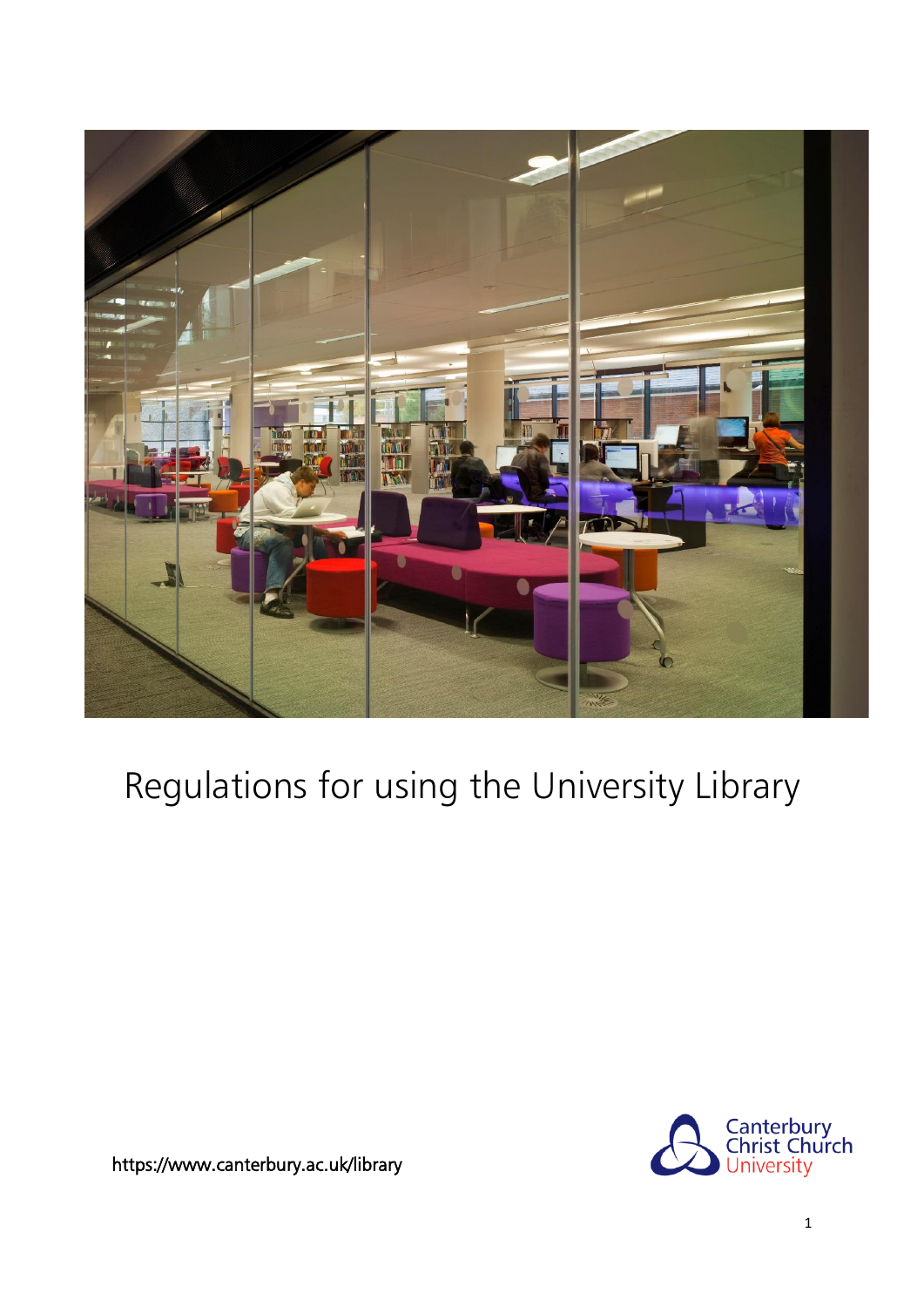# Regulations for using the University Library

https://www.canterbury.ac.uk/library

Canterbury Christ Church University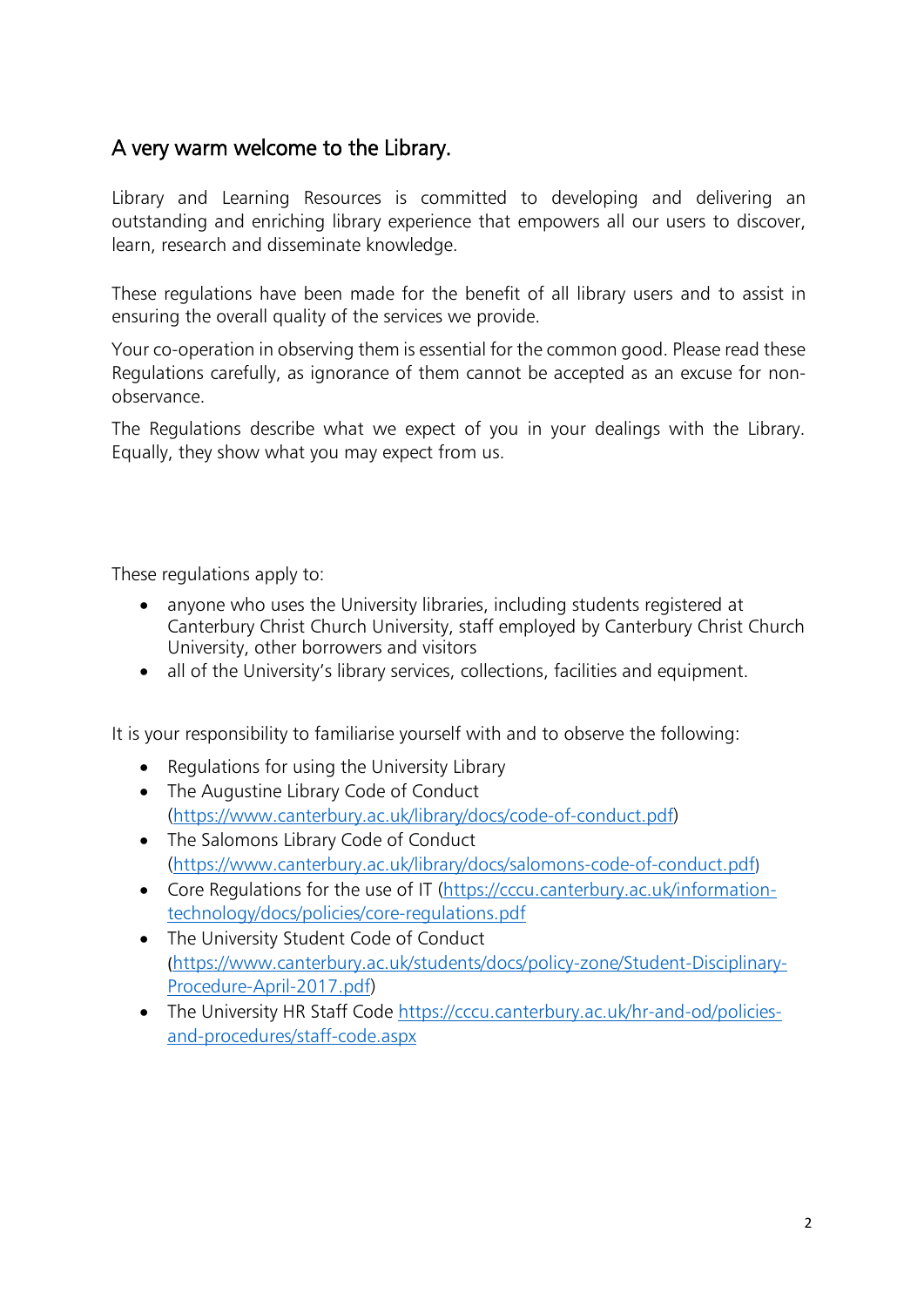## A very warm welcome to the Library.

Library and Learning Resources is committed to developing and delivering an outstanding and enriching library experience that empowers all our users to discover, learn, research and disseminate knowledge.

These regulations have been made for the benefit of all library users and to assist in ensuring the overall quality of the services we provide.

Your co-operation in observing them is essential for the common good. Please read these Regulations carefully, as ignorance of them cannot be accepted as an excuse for non-observance.

The Regulations describe what we expect of you in your dealings with the Library. Equally, they show what you may expect from us.

These regulations apply to:

- anyone who uses the University libraries, including students registered at Canterbury Christ Church University, staff employed by Canterbury Christ Church University, other borrowers and visitors
- all of the University's library services, collections, facilities and equipment.

It is your responsibility to familiarise yourself with and to observe the following:

- Regulations for using the University Library
- The Augustine Library Code of Conduct (https://www.canterbury.ac.uk/library/docs/code-of-conduct.pdf)
- The Salomons Library Code of Conduct (https://www.canterbury.ac.uk/library/docs/salomons-code-of-conduct.pdf)
- Core Regulations for the use of IT (https://cccu.canterbury.ac.uk/information-technology/docs/policies/core-regulations.pdf
- The University Student Code of Conduct (https://www.canterbury.ac.uk/students/docs/policy-zone/Student-Disciplinary-Procedure-April-2017.pdf)
- The University HR Staff Code https://cccu.canterbury.ac.uk/hr-and-od/policies-and-procedures/staff-code.aspx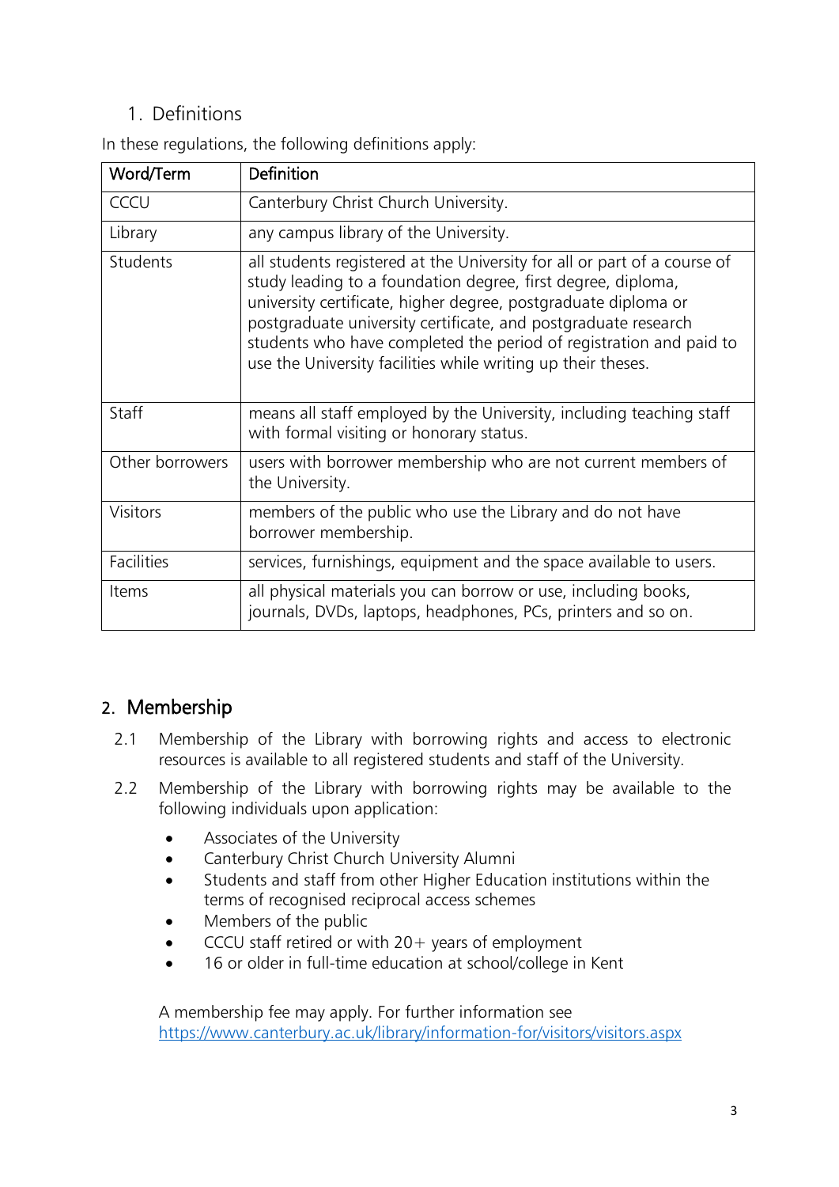## 1. Definitions

In these regulations, the following definitions apply:

| Word/Term | Definition |
|---|---|
| CCCU | Canterbury Christ Church University. |
| Library | any campus library of the University. |
| Students | all students registered at the University for all or part of a course of study leading to a foundation degree, first degree, diploma, university certificate, higher degree, postgraduate diploma or postgraduate university certificate, and postgraduate research students who have completed the period of registration and paid to use the University facilities while writing up their theses. |
| Staff | means all staff employed by the University, including teaching staff with formal visiting or honorary status. |
| Other borrowers | users with borrower membership who are not current members of the University. |
| Visitors | members of the public who use the Library and do not have borrower membership. |
| Facilities | services, furnishings, equipment and the space available to users. |
| Items | all physical materials you can borrow or use, including books, journals, DVDs, laptops, headphones, PCs, printers and so on. |

## 2. Membership

2.1 Membership of the Library with borrowing rights and access to electronic resources is available to all registered students and staff of the University.

2.2 Membership of the Library with borrowing rights may be available to the following individuals upon application:

- Associates of the University
- Canterbury Christ Church University Alumni
- Students and staff from other Higher Education institutions within the terms of recognised reciprocal access schemes
- Members of the public
- CCCU staff retired or with 20+ years of employment
- 16 or older in full-time education at school/college in Kent

A membership fee may apply. For further information see https://www.canterbury.ac.uk/library/information-for/visitors/visitors.aspx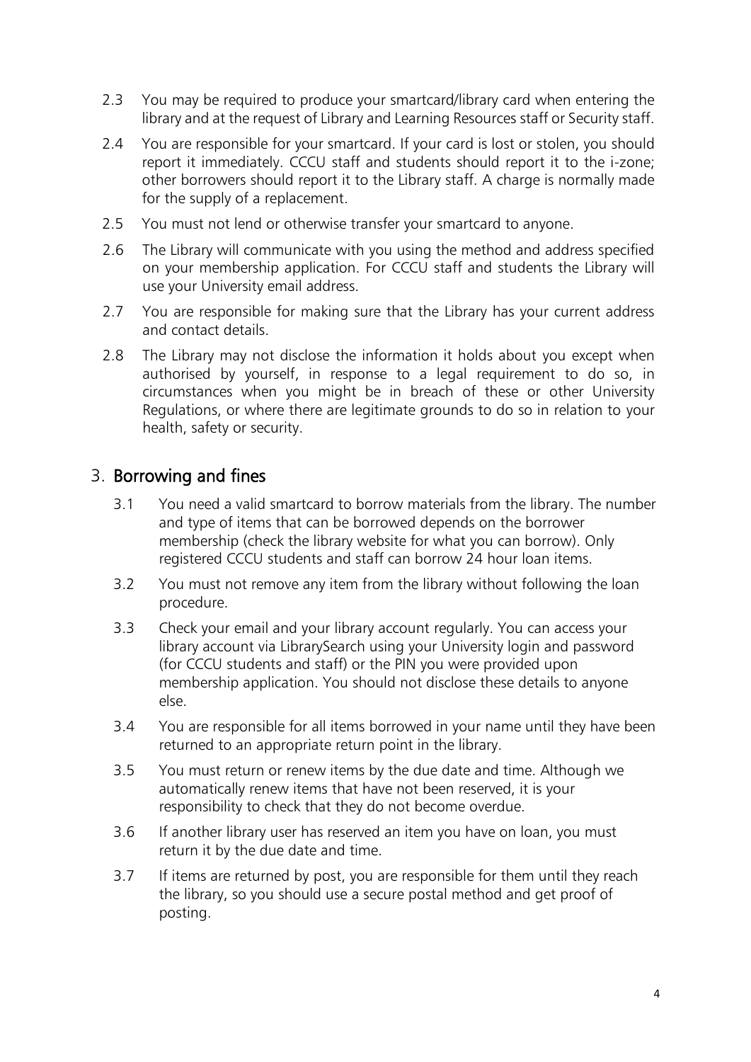2.3 You may be required to produce your smartcard/library card when entering the library and at the request of Library and Learning Resources staff or Security staff.

2.4 You are responsible for your smartcard. If your card is lost or stolen, you should report it immediately. CCCU staff and students should report it to the i-zone; other borrowers should report it to the Library staff. A charge is normally made for the supply of a replacement.

2.5 You must not lend or otherwise transfer your smartcard to anyone.

2.6 The Library will communicate with you using the method and address specified on your membership application. For CCCU staff and students the Library will use your University email address.

2.7 You are responsible for making sure that the Library has your current address and contact details.

2.8 The Library may not disclose the information it holds about you except when authorised by yourself, in response to a legal requirement to do so, in circumstances when you might be in breach of these or other University Regulations, or where there are legitimate grounds to do so in relation to your health, safety or security.

## 3. Borrowing and fines

3.1 You need a valid smartcard to borrow materials from the library. The number and type of items that can be borrowed depends on the borrower membership (check the library website for what you can borrow). Only registered CCCU students and staff can borrow 24 hour loan items.

3.2 You must not remove any item from the library without following the loan procedure.

3.3 Check your email and your library account regularly. You can access your library account via LibrarySearch using your University login and password (for CCCU students and staff) or the PIN you were provided upon membership application. You should not disclose these details to anyone else.

3.4 You are responsible for all items borrowed in your name until they have been returned to an appropriate return point in the library.

3.5 You must return or renew items by the due date and time. Although we automatically renew items that have not been reserved, it is your responsibility to check that they do not become overdue.

3.6 If another library user has reserved an item you have on loan, you must return it by the due date and time.

3.7 If items are returned by post, you are responsible for them until they reach the library, so you should use a secure postal method and get proof of posting.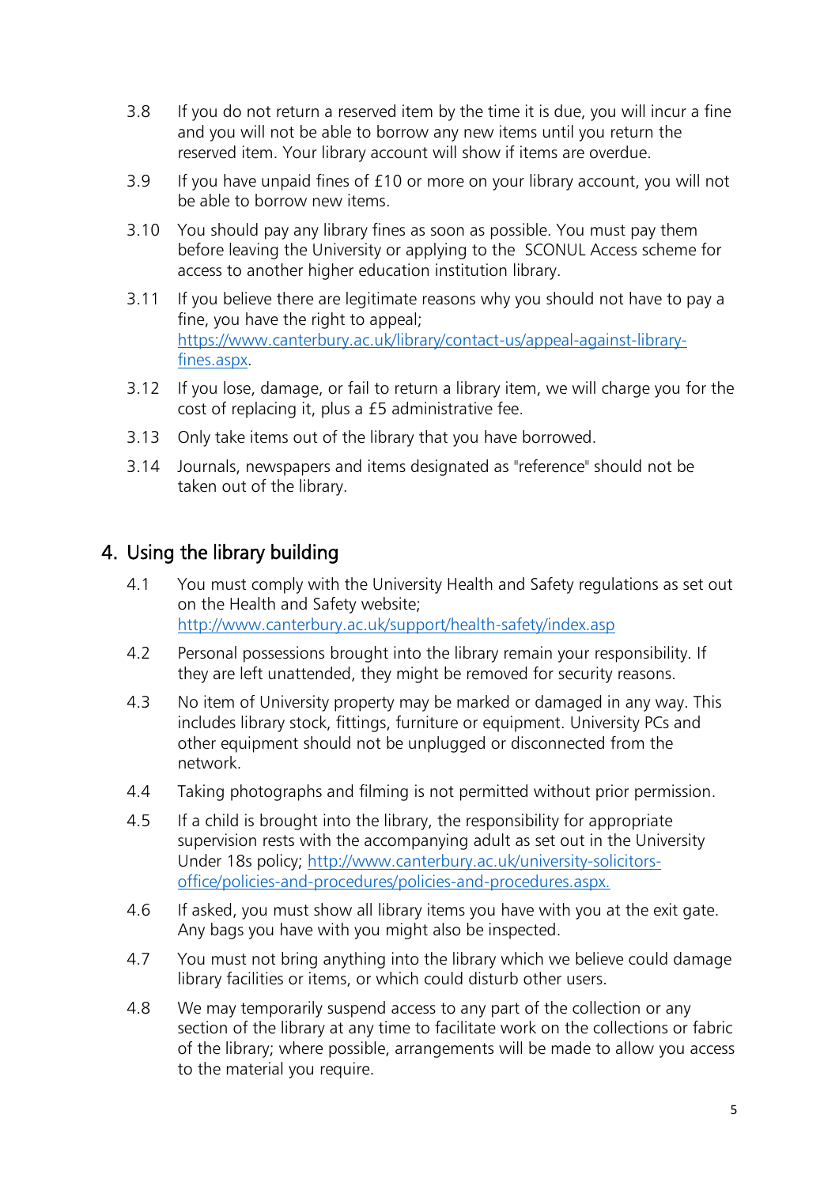3.8 If you do not return a reserved item by the time it is due, you will incur a fine and you will not be able to borrow any new items until you return the reserved item. Your library account will show if items are overdue.

3.9 If you have unpaid fines of £10 or more on your library account, you will not be able to borrow new items.

3.10 You should pay any library fines as soon as possible. You must pay them before leaving the University or applying to the SCONUL Access scheme for access to another higher education institution library.

3.11 If you believe there are legitimate reasons why you should not have to pay a fine, you have the right to appeal; [https://www.canterbury.ac.uk/library/contact-us/appeal-against-library-fines.aspx](https://www.canterbury.ac.uk/library/contact-us/appeal-against-library-fines.aspx).

3.12 If you lose, damage, or fail to return a library item, we will charge you for the cost of replacing it, plus a £5 administrative fee.

3.13 Only take items out of the library that you have borrowed.

3.14 Journals, newspapers and items designated as "reference" should not be taken out of the library.

## 4. Using the library building

4.1 You must comply with the University Health and Safety regulations as set out on the Health and Safety website; [http://www.canterbury.ac.uk/support/health-safety/index.asp](http://www.canterbury.ac.uk/support/health-safety/index.asp)

4.2 Personal possessions brought into the library remain your responsibility. If they are left unattended, they might be removed for security reasons.

4.3 No item of University property may be marked or damaged in any way. This includes library stock, fittings, furniture or equipment. University PCs and other equipment should not be unplugged or disconnected from the network.

4.4 Taking photographs and filming is not permitted without prior permission.

4.5 If a child is brought into the library, the responsibility for appropriate supervision rests with the accompanying adult as set out in the University Under 18s policy; [http://www.canterbury.ac.uk/university-solicitors-office/policies-and-procedures/policies-and-procedures.aspx.](http://www.canterbury.ac.uk/university-solicitors-office/policies-and-procedures/policies-and-procedures.aspx)

4.6 If asked, you must show all library items you have with you at the exit gate. Any bags you have with you might also be inspected.

4.7 You must not bring anything into the library which we believe could damage library facilities or items, or which could disturb other users.

4.8 We may temporarily suspend access to any part of the collection or any section of the library at any time to facilitate work on the collections or fabric of the library; where possible, arrangements will be made to allow you access to the material you require.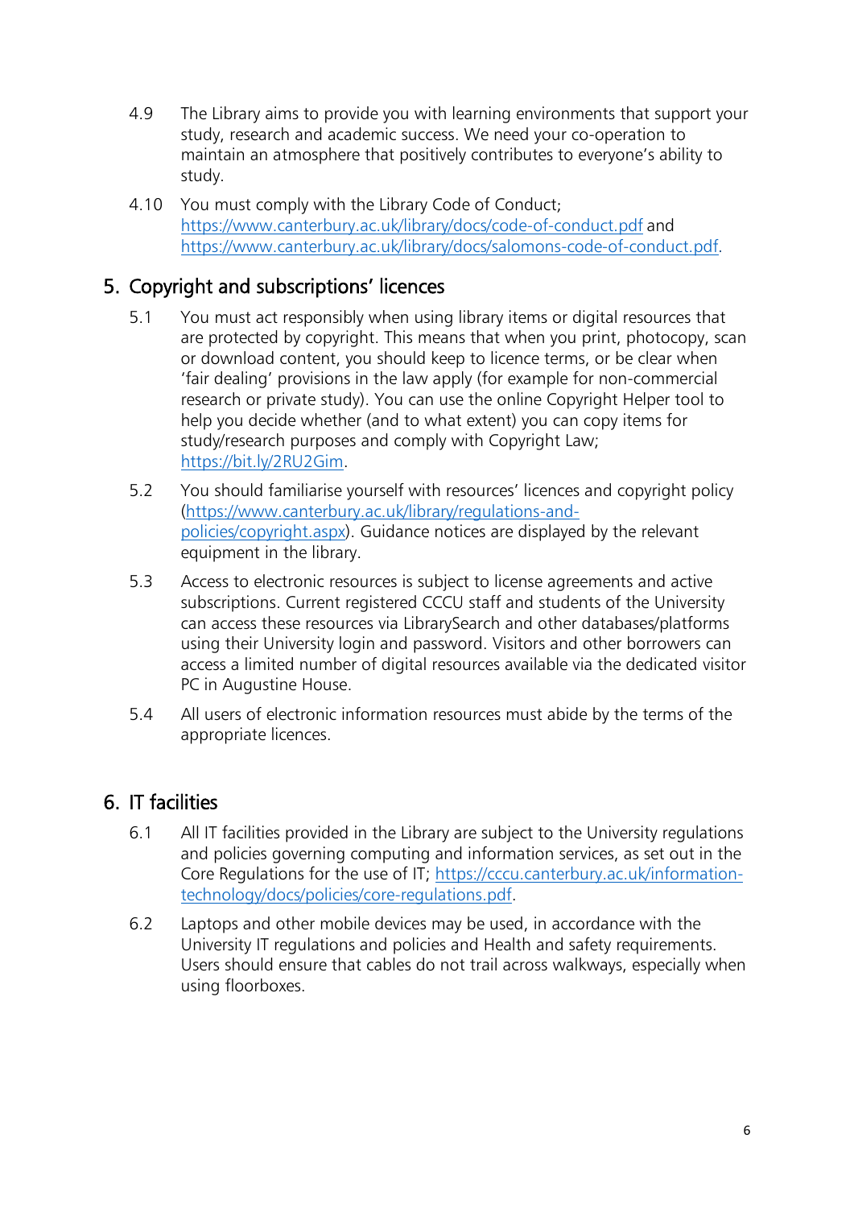4.9 The Library aims to provide you with learning environments that support your study, research and academic success. We need your co-operation to maintain an atmosphere that positively contributes to everyone's ability to study.

4.10 You must comply with the Library Code of Conduct; https://www.canterbury.ac.uk/library/docs/code-of-conduct.pdf and https://www.canterbury.ac.uk/library/docs/salomons-code-of-conduct.pdf.

## 5. Copyright and subscriptions' licences

5.1 You must act responsibly when using library items or digital resources that are protected by copyright. This means that when you print, photocopy, scan or download content, you should keep to licence terms, or be clear when 'fair dealing' provisions in the law apply (for example for non-commercial research or private study). You can use the online Copyright Helper tool to help you decide whether (and to what extent) you can copy items for study/research purposes and comply with Copyright Law; https://bit.ly/2RU2Gim.

5.2 You should familiarise yourself with resources' licences and copyright policy (https://www.canterbury.ac.uk/library/regulations-and-policies/copyright.aspx). Guidance notices are displayed by the relevant equipment in the library.

5.3 Access to electronic resources is subject to license agreements and active subscriptions. Current registered CCCU staff and students of the University can access these resources via LibrarySearch and other databases/platforms using their University login and password. Visitors and other borrowers can access a limited number of digital resources available via the dedicated visitor PC in Augustine House.

5.4 All users of electronic information resources must abide by the terms of the appropriate licences.

## 6. IT facilities

6.1 All IT facilities provided in the Library are subject to the University regulations and policies governing computing and information services, as set out in the Core Regulations for the use of IT; https://cccu.canterbury.ac.uk/information-technology/docs/policies/core-regulations.pdf.

6.2 Laptops and other mobile devices may be used, in accordance with the University IT regulations and policies and Health and safety requirements. Users should ensure that cables do not trail across walkways, especially when using floorboxes.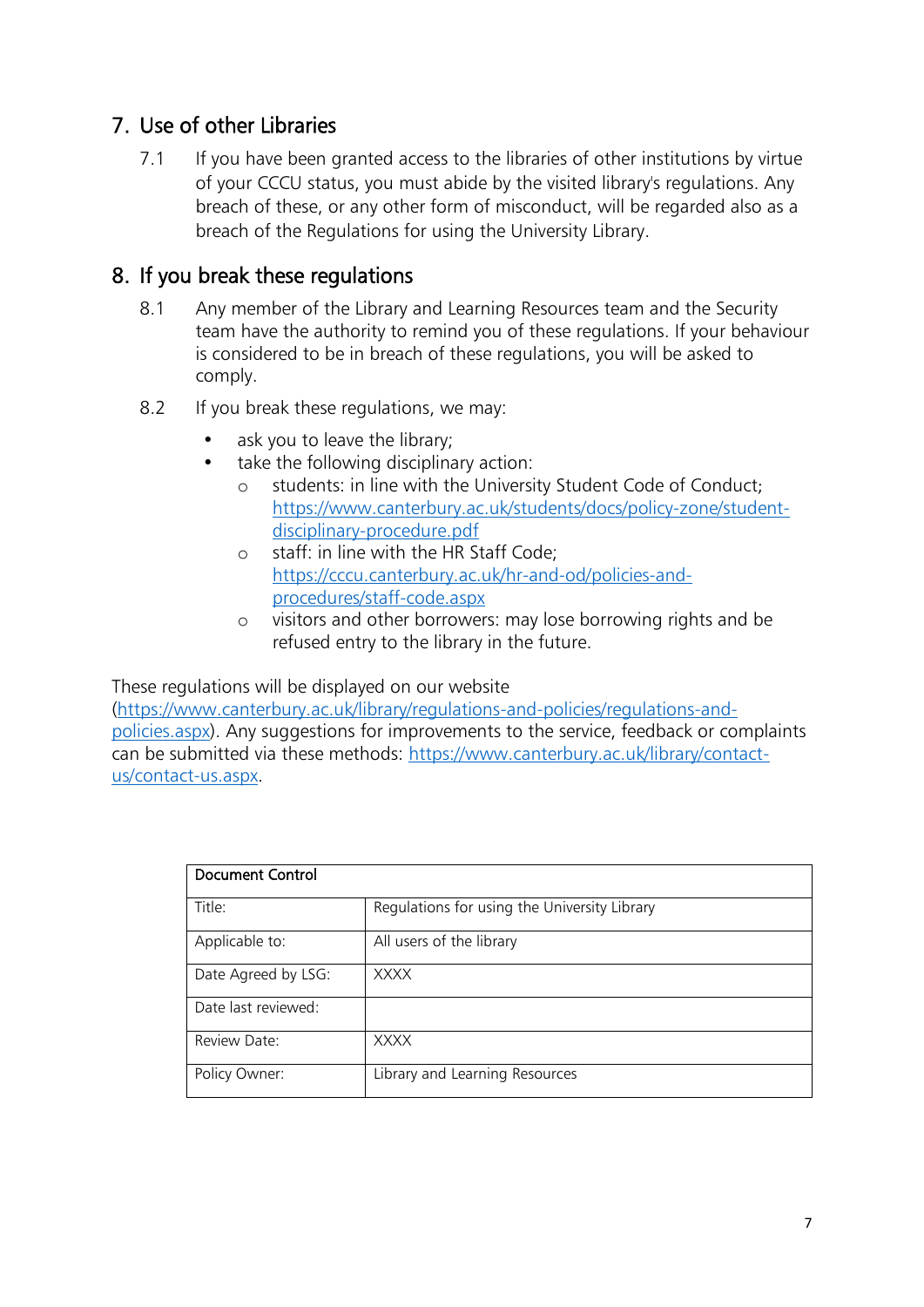## 7. Use of other Libraries

7.1 If you have been granted access to the libraries of other institutions by virtue of your CCCU status, you must abide by the visited library's regulations. Any breach of these, or any other form of misconduct, will be regarded also as a breach of the Regulations for using the University Library.

## 8. If you break these regulations

8.1 Any member of the Library and Learning Resources team and the Security team have the authority to remind you of these regulations. If your behaviour is considered to be in breach of these regulations, you will be asked to comply.

8.2 If you break these regulations, we may:

- ask you to leave the library;
- take the following disciplinary action:
  - students: in line with the University Student Code of Conduct; https://www.canterbury.ac.uk/students/docs/policy-zone/student-disciplinary-procedure.pdf
  - staff: in line with the HR Staff Code; https://cccu.canterbury.ac.uk/hr-and-od/policies-and-procedures/staff-code.aspx
  - visitors and other borrowers: may lose borrowing rights and be refused entry to the library in the future.

These regulations will be displayed on our website (https://www.canterbury.ac.uk/library/regulations-and-policies/regulations-and-policies.aspx). Any suggestions for improvements to the service, feedback or complaints can be submitted via these methods: https://www.canterbury.ac.uk/library/contact-us/contact-us.aspx.

| Document Control | |
|---|---|
| Title: | Regulations for using the University Library |
| Applicable to: | All users of the library |
| Date Agreed by LSG: | XXXX |
| Date last reviewed: | |
| Review Date: | XXXX |
| Policy Owner: | Library and Learning Resources |